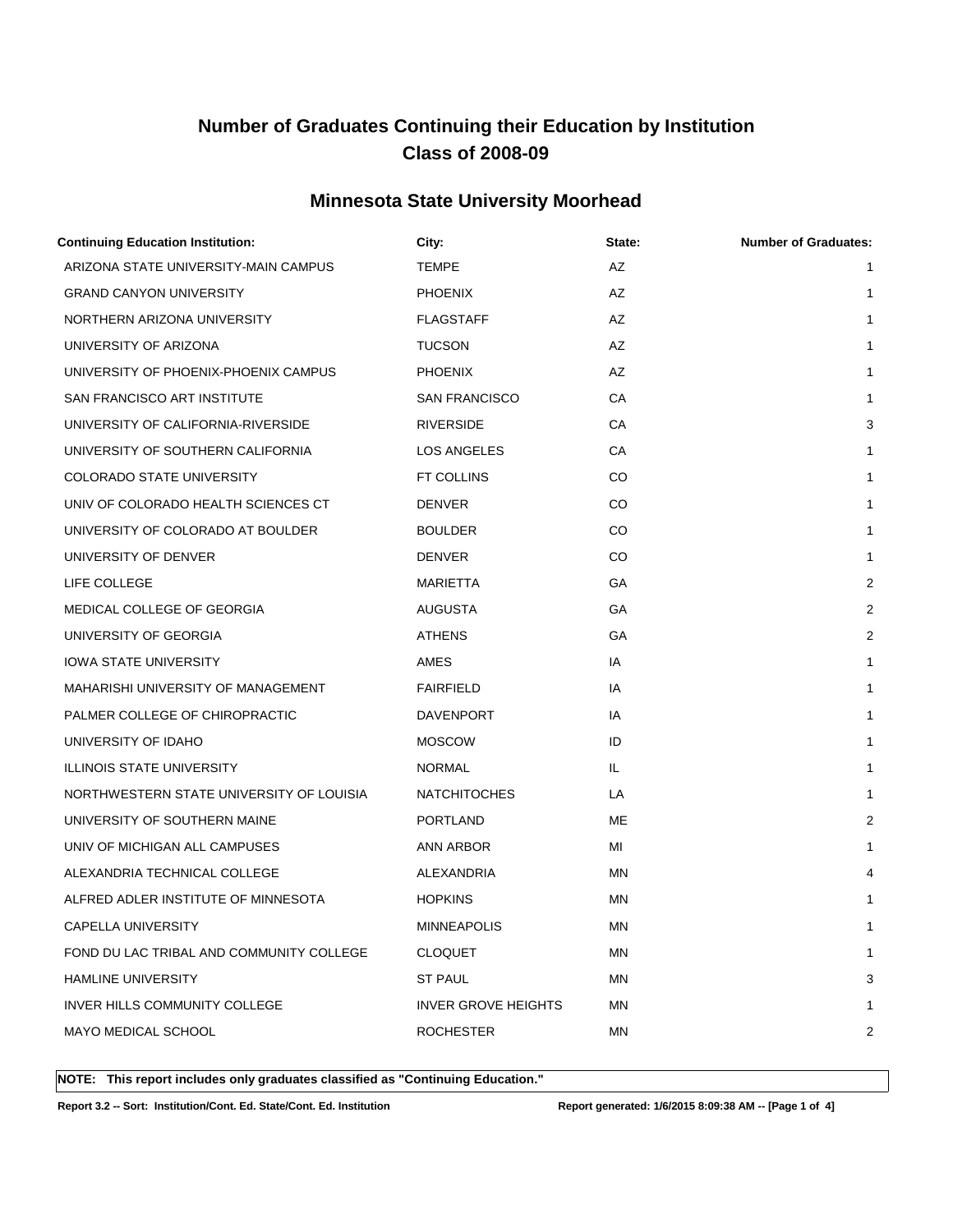# Number of Graduates Continuing their Education by Institution
# Class of 2008-09

## Minnesota State University Moorhead

| Continuing Education Institution: | City: | State: | Number of Graduates: |
|---|---|---|---|
| ARIZONA STATE UNIVERSITY-MAIN CAMPUS | TEMPE | AZ | 1 |
| GRAND CANYON UNIVERSITY | PHOENIX | AZ | 1 |
| NORTHERN ARIZONA UNIVERSITY | FLAGSTAFF | AZ | 1 |
| UNIVERSITY OF ARIZONA | TUCSON | AZ | 1 |
| UNIVERSITY OF PHOENIX-PHOENIX CAMPUS | PHOENIX | AZ | 1 |
| SAN FRANCISCO ART INSTITUTE | SAN FRANCISCO | CA | 1 |
| UNIVERSITY OF CALIFORNIA-RIVERSIDE | RIVERSIDE | CA | 3 |
| UNIVERSITY OF SOUTHERN CALIFORNIA | LOS ANGELES | CA | 1 |
| COLORADO STATE UNIVERSITY | FT COLLINS | CO | 1 |
| UNIV OF COLORADO HEALTH SCIENCES CT | DENVER | CO | 1 |
| UNIVERSITY OF COLORADO AT BOULDER | BOULDER | CO | 1 |
| UNIVERSITY OF DENVER | DENVER | CO | 1 |
| LIFE COLLEGE | MARIETTA | GA | 2 |
| MEDICAL COLLEGE OF GEORGIA | AUGUSTA | GA | 2 |
| UNIVERSITY OF GEORGIA | ATHENS | GA | 2 |
| IOWA STATE UNIVERSITY | AMES | IA | 1 |
| MAHARISHI UNIVERSITY OF MANAGEMENT | FAIRFIELD | IA | 1 |
| PALMER COLLEGE OF CHIROPRACTIC | DAVENPORT | IA | 1 |
| UNIVERSITY OF IDAHO | MOSCOW | ID | 1 |
| ILLINOIS STATE UNIVERSITY | NORMAL | IL | 1 |
| NORTHWESTERN STATE UNIVERSITY OF LOUISIA | NATCHITOCHES | LA | 1 |
| UNIVERSITY OF SOUTHERN MAINE | PORTLAND | ME | 2 |
| UNIV OF MICHIGAN ALL CAMPUSES | ANN ARBOR | MI | 1 |
| ALEXANDRIA TECHNICAL COLLEGE | ALEXANDRIA | MN | 4 |
| ALFRED ADLER INSTITUTE OF MINNESOTA | HOPKINS | MN | 1 |
| CAPELLA UNIVERSITY | MINNEAPOLIS | MN | 1 |
| FOND DU LAC TRIBAL AND COMMUNITY COLLEGE | CLOQUET | MN | 1 |
| HAMLINE UNIVERSITY | ST PAUL | MN | 3 |
| INVER HILLS COMMUNITY COLLEGE | INVER GROVE HEIGHTS | MN | 1 |
| MAYO MEDICAL SCHOOL | ROCHESTER | MN | 2 |

**NOTE: This report includes only graduates classified as "Continuing Education."**

**Report 3.2 -- Sort: Institution/Cont. Ed. State/Cont. Ed. Institution** **Report generated: 1/6/2015 8:09:38 AM**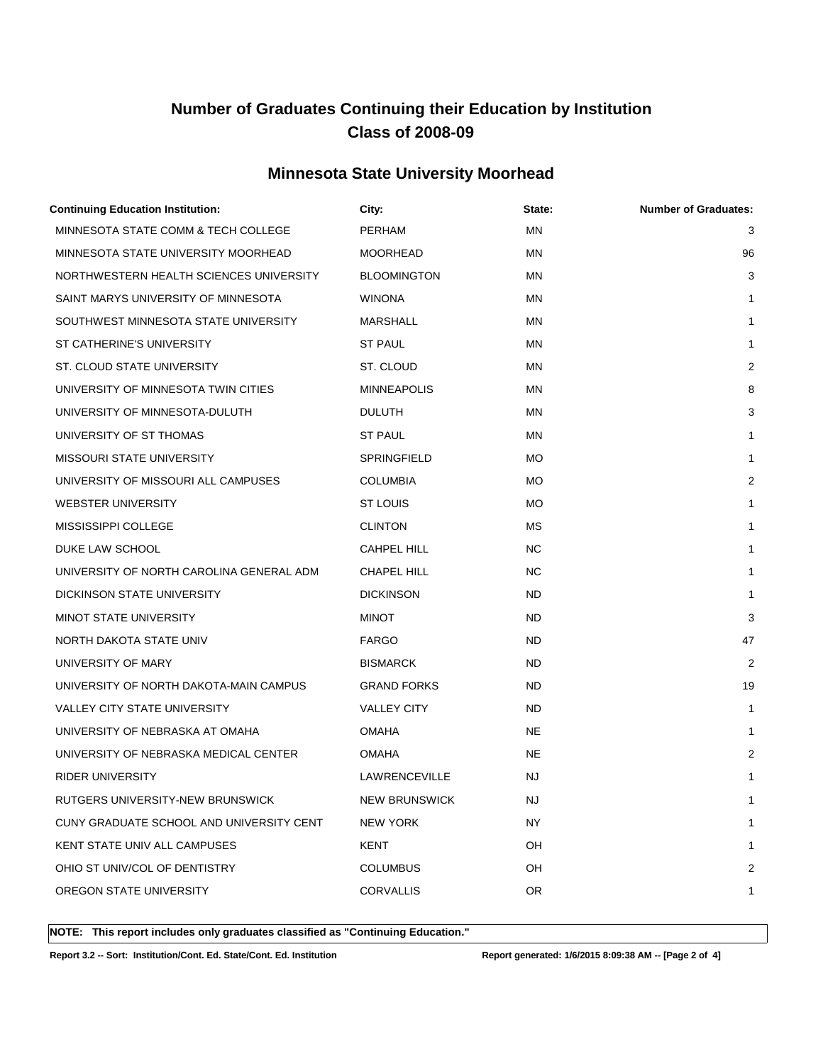# Number of Graduates Continuing their Education by Institution
# Class of 2008-09

## Minnesota State University Moorhead

| Continuing Education Institution: | City: | State: | Number of Graduates: |
|---|---|---|---|
| MINNESOTA STATE COMM & TECH COLLEGE | PERHAM | MN | 3 |
| MINNESOTA STATE UNIVERSITY MOORHEAD | MOORHEAD | MN | 96 |
| NORTHWESTERN HEALTH SCIENCES UNIVERSITY | BLOOMINGTON | MN | 3 |
| SAINT MARYS UNIVERSITY OF MINNESOTA | WINONA | MN | 1 |
| SOUTHWEST MINNESOTA STATE UNIVERSITY | MARSHALL | MN | 1 |
| ST CATHERINE'S UNIVERSITY | ST PAUL | MN | 1 |
| ST. CLOUD STATE UNIVERSITY | ST. CLOUD | MN | 2 |
| UNIVERSITY OF MINNESOTA TWIN CITIES | MINNEAPOLIS | MN | 8 |
| UNIVERSITY OF MINNESOTA-DULUTH | DULUTH | MN | 3 |
| UNIVERSITY OF ST THOMAS | ST PAUL | MN | 1 |
| MISSOURI STATE UNIVERSITY | SPRINGFIELD | MO | 1 |
| UNIVERSITY OF MISSOURI ALL CAMPUSES | COLUMBIA | MO | 2 |
| WEBSTER UNIVERSITY | ST LOUIS | MO | 1 |
| MISSISSIPPI COLLEGE | CLINTON | MS | 1 |
| DUKE LAW SCHOOL | CAHPEL HILL | NC | 1 |
| UNIVERSITY OF NORTH CAROLINA GENERAL ADM | CHAPEL HILL | NC | 1 |
| DICKINSON STATE UNIVERSITY | DICKINSON | ND | 1 |
| MINOT STATE UNIVERSITY | MINOT | ND | 3 |
| NORTH DAKOTA STATE UNIV | FARGO | ND | 47 |
| UNIVERSITY OF MARY | BISMARCK | ND | 2 |
| UNIVERSITY OF NORTH DAKOTA-MAIN CAMPUS | GRAND FORKS | ND | 19 |
| VALLEY CITY STATE UNIVERSITY | VALLEY CITY | ND | 1 |
| UNIVERSITY OF NEBRASKA AT OMAHA | OMAHA | NE | 1 |
| UNIVERSITY OF NEBRASKA MEDICAL CENTER | OMAHA | NE | 2 |
| RIDER UNIVERSITY | LAWRENCEVILLE | NJ | 1 |
| RUTGERS UNIVERSITY-NEW BRUNSWICK | NEW BRUNSWICK | NJ | 1 |
| CUNY GRADUATE SCHOOL AND UNIVERSITY CENT | NEW YORK | NY | 1 |
| KENT STATE UNIV ALL CAMPUSES | KENT | OH | 1 |
| OHIO ST UNIV/COL OF DENTISTRY | COLUMBUS | OH | 2 |
| OREGON STATE UNIVERSITY | CORVALLIS | OR | 1 |

**NOTE: This report includes only graduates classified as "Continuing Education."**

**Report 3.2 -- Sort: Institution/Cont. Ed. State/Cont. Ed. Institution** **Report generated: 1/6/2015 8:09:38 AM**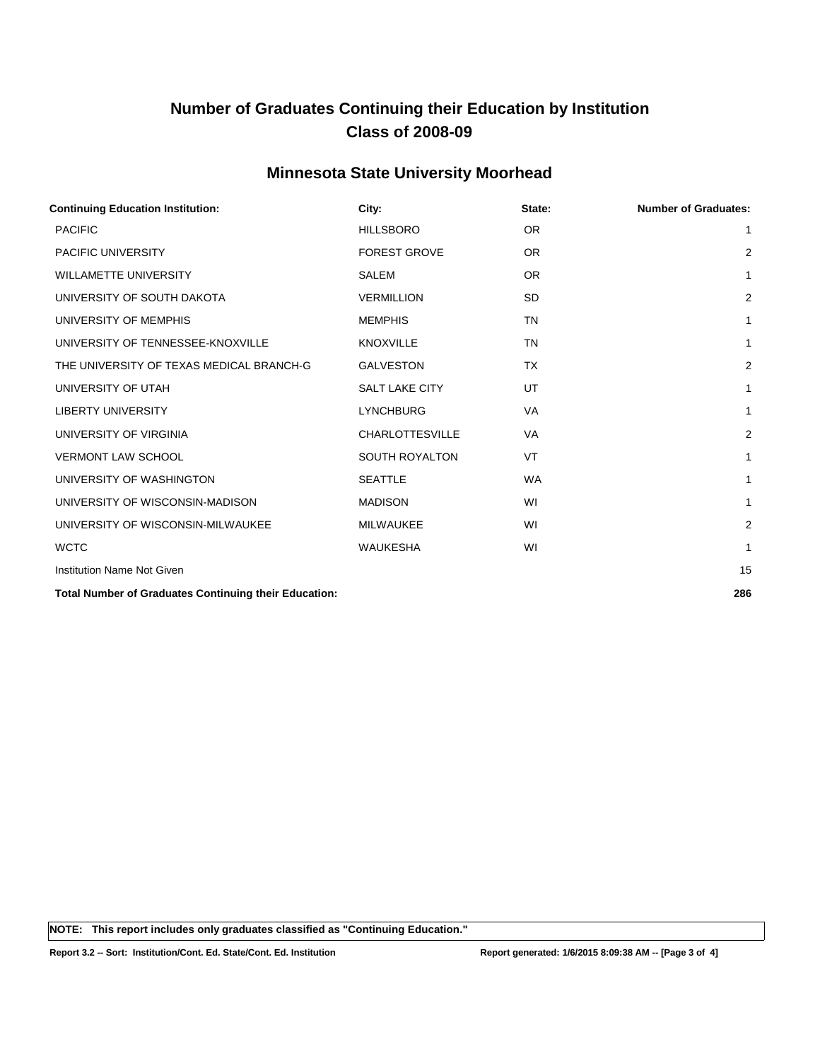# Number of Graduates Continuing their Education by Institution
# Class of 2008-09

## Minnesota State University Moorhead

| Continuing Education Institution: | City: | State: | Number of Graduates: |
|---|---|---|---|
| PACIFIC | HILLSBORO | OR | 1 |
| PACIFIC UNIVERSITY | FOREST GROVE | OR | 2 |
| WILLAMETTE UNIVERSITY | SALEM | OR | 1 |
| UNIVERSITY OF SOUTH DAKOTA | VERMILLION | SD | 2 |
| UNIVERSITY OF MEMPHIS | MEMPHIS | TN | 1 |
| UNIVERSITY OF TENNESSEE-KNOXVILLE | KNOXVILLE | TN | 1 |
| THE UNIVERSITY OF TEXAS MEDICAL BRANCH-G | GALVESTON | TX | 2 |
| UNIVERSITY OF UTAH | SALT LAKE CITY | UT | 1 |
| LIBERTY UNIVERSITY | LYNCHBURG | VA | 1 |
| UNIVERSITY OF VIRGINIA | CHARLOTTESVILLE | VA | 2 |
| VERMONT LAW SCHOOL | SOUTH ROYALTON | VT | 1 |
| UNIVERSITY OF WASHINGTON | SEATTLE | WA | 1 |
| UNIVERSITY OF WISCONSIN-MADISON | MADISON | WI | 1 |
| UNIVERSITY OF WISCONSIN-MILWAUKEE | MILWAUKEE | WI | 2 |
| WCTC | WAUKESHA | WI | 1 |
| Institution Name Not Given | | | 15 |
| **Total Number of Graduates Continuing their Education:** | | | **286** |

**NOTE: This report includes only graduates classified as "Continuing Education."**

**Report 3.2 -- Sort: Institution/Cont. Ed. State/Cont. Ed. Institution** **Report generated: 1/6/2015 8:09:38 AM**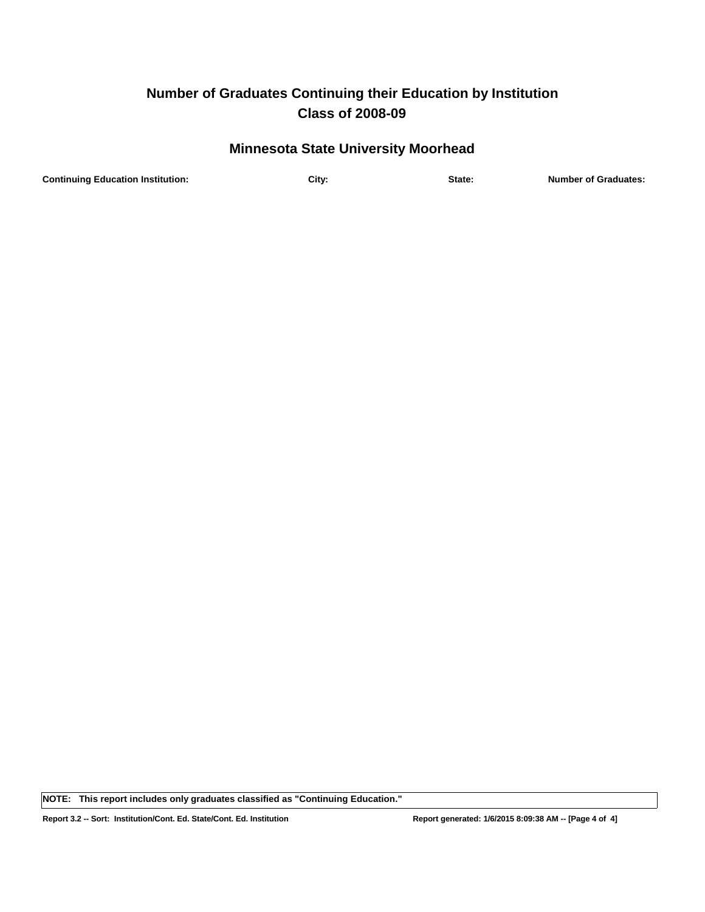# Number of Graduates Continuing their Education by Institution
# Class of 2008-09

## Minnesota State University Moorhead

| Continuing Education Institution: | City: | State: | Number of Graduates: |
|---|---|---|---|

**NOTE: This report includes only graduates classified as "Continuing Education."**

**Report 3.2 -- Sort: Institution/Cont. Ed. State/Cont. Ed. Institution** **Report generated: 1/6/2015 8:09:38 AM**